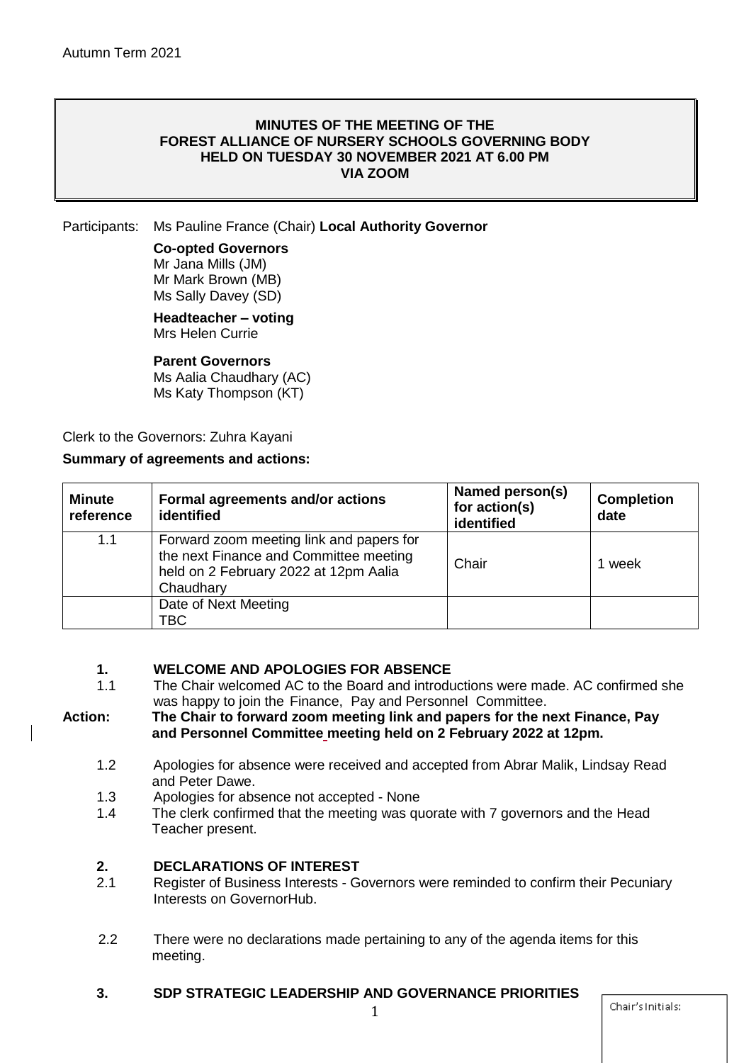Autumn Term 2021

**MINUTES OF THE MEETING OF THE**
**FOREST ALLIANCE OF NURSERY SCHOOLS GOVERNING BODY**
**HELD ON TUESDAY 30 NOVEMBER 2021 AT 6.00 PM**
**VIA ZOOM**

Participants: Ms Pauline France (Chair) **Local Authority Governor**

**Co-opted Governors**
Mr Jana Mills (JM)
Mr Mark Brown (MB)
Ms Sally Davey (SD)

**Headteacher – voting**
Mrs Helen Currie

**Parent Governors**
Ms Aalia Chaudhary (AC)
Ms Katy Thompson (KT)

Clerk to the Governors: Zuhra Kayani

**Summary of agreements and actions:**

| Minute reference | Formal agreements and/or actions identified | Named person(s) for action(s) identified | Completion date |
|---|---|---|---|
| 1.1 | Forward zoom meeting link and papers for the next Finance and Committee meeting held on 2 February 2022 at 12pm Aalia Chaudhary | Chair | 1 week |
| | Date of Next Meeting TBC | | |

## 1. WELCOME AND APOLOGIES FOR ABSENCE

1.1 The Chair welcomed AC to the Board and introductions were made. AC confirmed she was happy to join the Finance, Pay and Personnel Committee.

**Action: The Chair to forward zoom meeting link and papers for the next Finance, Pay and Personnel Committee meeting held on 2 February 2022 at 12pm.**

1.2 Apologies for absence were received and accepted from Abrar Malik, Lindsay Read and Peter Dawe.

1.3 Apologies for absence not accepted - None

1.4 The clerk confirmed that the meeting was quorate with 7 governors and the Head Teacher present.

## 2. DECLARATIONS OF INTEREST

2.1 Register of Business Interests - Governors were reminded to confirm their Pecuniary Interests on GovernorHub.

2.2 There were no declarations made pertaining to any of the agenda items for this meeting.

## 3. SDP STRATEGIC LEADERSHIP AND GOVERNANCE PRIORITIES

Chair's Initials: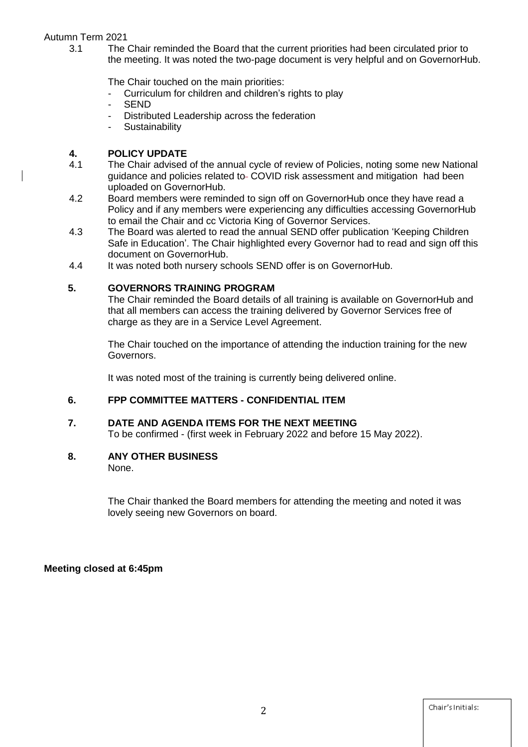Autumn Term 2021

3.1 The Chair reminded the Board that the current priorities had been circulated prior to the meeting. It was noted the two-page document is very helpful and on GovernorHub.

The Chair touched on the main priorities:

- Curriculum for children and children's rights to play
- SEND
- Distributed Leadership across the federation
- Sustainability

## 4. POLICY UPDATE

4.1 The Chair advised of the annual cycle of review of Policies, noting some new National guidance and policies related to COVID risk assessment and mitigation had been uploaded on GovernorHub.

4.2 Board members were reminded to sign off on GovernorHub once they have read a Policy and if any members were experiencing any difficulties accessing GovernorHub to email the Chair and cc Victoria King of Governor Services.

4.3 The Board was alerted to read the annual SEND offer publication 'Keeping Children Safe in Education'. The Chair highlighted every Governor had to read and sign off this document on GovernorHub.

4.4 It was noted both nursery schools SEND offer is on GovernorHub.

## 5. GOVERNORS TRAINING PROGRAM

The Chair reminded the Board details of all training is available on GovernorHub and that all members can access the training delivered by Governor Services free of charge as they are in a Service Level Agreement.

The Chair touched on the importance of attending the induction training for the new Governors.

It was noted most of the training is currently being delivered online.

## 6. FPP COMMITTEE MATTERS - CONFIDENTIAL ITEM

## 7. DATE AND AGENDA ITEMS FOR THE NEXT MEETING

To be confirmed - (first week in February 2022 and before 15 May 2022).

## 8. ANY OTHER BUSINESS

None.

The Chair thanked the Board members for attending the meeting and noted it was lovely seeing new Governors on board.

**Meeting closed at 6:45pm**

Chair's Initials: